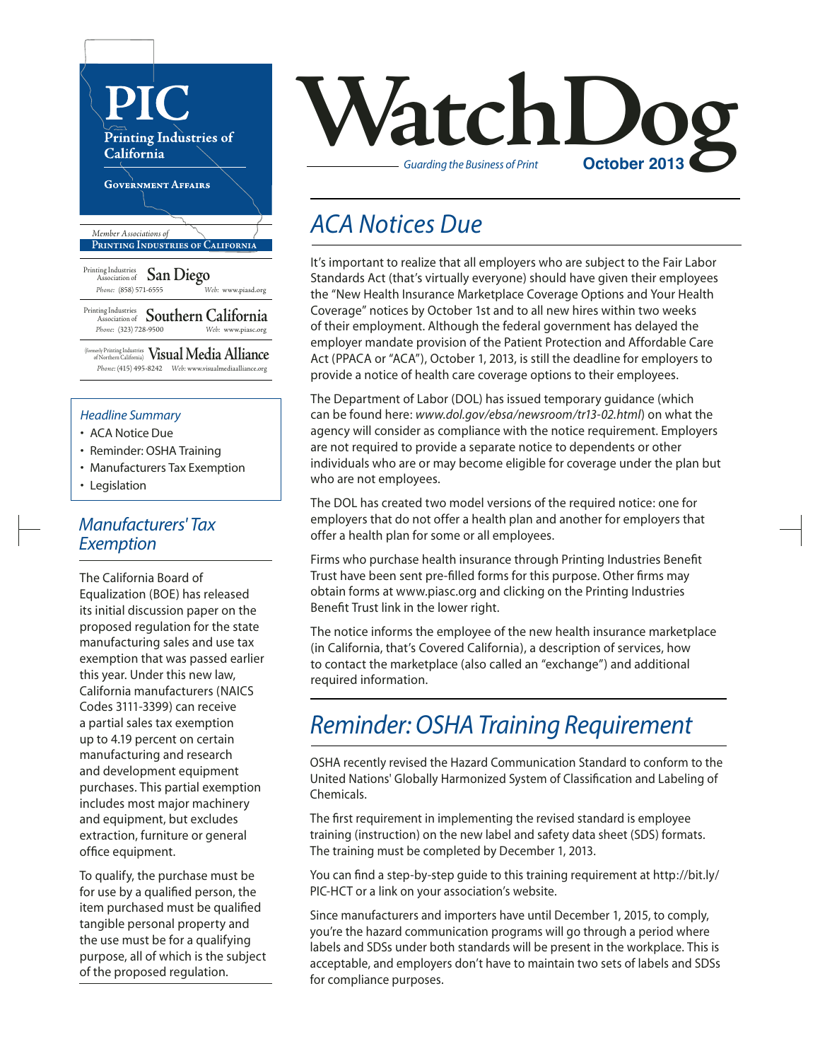# PIC

Printing Industries of California

Government Affairs

*Member Associations of*

**Printing Industries of California**

Printing Industries Association of **San Diego**
*Phone:* (858) 571-6555 *Web:* www.piasd.org

Printing Industries Association of **Southern California**
*Phone:* (323) 728-9500 *Web:* www.piasc.org

(formerly Printing Industries of Northern California) **Visual Media Alliance**
*Phone:* (415) 495-8242 *Web:* www.visualmediaalliance.org

# WatchDog

*Guarding the Business of Print*

**October 2013**

*Headline Summary*

- ACA Notice Due
- Reminder: OSHA Training
- Manufacturers Tax Exemption
- Legislation

## *ACA Notices Due*

It's important to realize that all employers who are subject to the Fair Labor Standards Act (that's virtually everyone) should have given their employees the "New Health Insurance Marketplace Coverage Options and Your Health Coverage" notices by October 1st and to all new hires within two weeks of their employment. Although the federal government has delayed the employer mandate provision of the Patient Protection and Affordable Care Act (PPACA or "ACA"), October 1, 2013, is still the deadline for employers to provide a notice of health care coverage options to their employees.

The Department of Labor (DOL) has issued temporary guidance (which can be found here: *www.dol.gov/ebsa/newsroom/tr13-02.html*) on what the agency will consider as compliance with the notice requirement. Employers are not required to provide a separate notice to dependents or other individuals who are or may become eligible for coverage under the plan but who are not employees.

The DOL has created two model versions of the required notice: one for employers that do not offer a health plan and another for employers that offer a health plan for some or all employees.

Firms who purchase health insurance through Printing Industries Benefit Trust have been sent pre-filled forms for this purpose. Other firms may obtain forms at www.piasc.org and clicking on the Printing Industries Benefit Trust link in the lower right.

The notice informs the employee of the new health insurance marketplace (in California, that's Covered California), a description of services, how to contact the marketplace (also called an "exchange") and additional required information.

## *Reminder: OSHA Training Requirement*

OSHA recently revised the Hazard Communication Standard to conform to the United Nations' Globally Harmonized System of Classification and Labeling of Chemicals.

The first requirement in implementing the revised standard is employee training (instruction) on the new label and safety data sheet (SDS) formats. The training must be completed by December 1, 2013.

You can find a step-by-step guide to this training requirement at http://bit.ly/PIC-HCT or a link on your association's website.

Since manufacturers and importers have until December 1, 2015, to comply, you're the hazard communication programs will go through a period where labels and SDSs under both standards will be present in the workplace. This is acceptable, and employers don't have to maintain two sets of labels and SDSs for compliance purposes.

## *Manufacturers' Tax Exemption*

The California Board of Equalization (BOE) has released its initial discussion paper on the proposed regulation for the state manufacturing sales and use tax exemption that was passed earlier this year. Under this new law, California manufacturers (NAICS Codes 3111-3399) can receive a partial sales tax exemption up to 4.19 percent on certain manufacturing and research and development equipment purchases. This partial exemption includes most major machinery and equipment, but excludes extraction, furniture or general office equipment.

To qualify, the purchase must be for use by a qualified person, the item purchased must be qualified tangible personal property and the use must be for a qualifying purpose, all of which is the subject of the proposed regulation.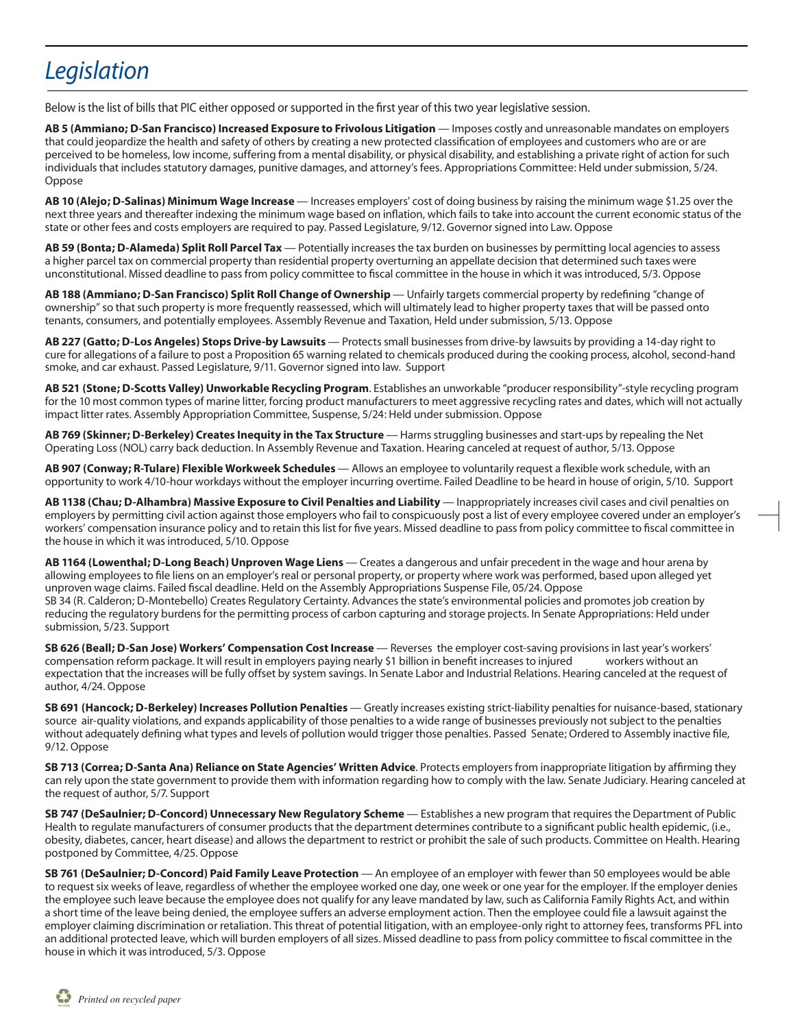# *Legislation*

Below is the list of bills that PIC either opposed or supported in the first year of this two year legislative session.

**AB 5 (Ammiano; D-San Francisco) Increased Exposure to Frivolous Litigation** — Imposes costly and unreasonable mandates on employers that could jeopardize the health and safety of others by creating a new protected classification of employees and customers who are or are perceived to be homeless, low income, suffering from a mental disability, or physical disability, and establishing a private right of action for such individuals that includes statutory damages, punitive damages, and attorney's fees. Appropriations Committee: Held under submission, 5/24. Oppose

**AB 10 (Alejo; D-Salinas) Minimum Wage Increase** — Increases employers' cost of doing business by raising the minimum wage $1.25 over the next three years and thereafter indexing the minimum wage based on inflation, which fails to take into account the current economic status of the state or other fees and costs employers are required to pay. Passed Legislature, 9/12. Governor signed into Law. Oppose

**AB 59 (Bonta; D-Alameda) Split Roll Parcel Tax** — Potentially increases the tax burden on businesses by permitting local agencies to assess a higher parcel tax on commercial property than residential property overturning an appellate decision that determined such taxes were unconstitutional. Missed deadline to pass from policy committee to fiscal committee in the house in which it was introduced, 5/3. Oppose

**AB 188 (Ammiano; D-San Francisco) Split Roll Change of Ownership** — Unfairly targets commercial property by redefining "change of ownership" so that such property is more frequently reassessed, which will ultimately lead to higher property taxes that will be passed onto tenants, consumers, and potentially employees. Assembly Revenue and Taxation, Held under submission, 5/13. Oppose

**AB 227 (Gatto; D-Los Angeles) Stops Drive-by Lawsuits** — Protects small businesses from drive-by lawsuits by providing a 14-day right to cure for allegations of a failure to post a Proposition 65 warning related to chemicals produced during the cooking process, alcohol, second-hand smoke, and car exhaust. Passed Legislature, 9/11. Governor signed into law. Support

**AB 521 (Stone; D-Scotts Valley) Unworkable Recycling Program**. Establishes an unworkable "producer responsibility"-style recycling program for the 10 most common types of marine litter, forcing product manufacturers to meet aggressive recycling rates and dates, which will not actually impact litter rates. Assembly Appropriation Committee, Suspense, 5/24: Held under submission. Oppose

**AB 769 (Skinner; D-Berkeley) Creates Inequity in the Tax Structure** — Harms struggling businesses and start-ups by repealing the Net Operating Loss (NOL) carry back deduction. In Assembly Revenue and Taxation. Hearing canceled at request of author, 5/13. Oppose

**AB 907 (Conway; R-Tulare) Flexible Workweek Schedules** — Allows an employee to voluntarily request a flexible work schedule, with an opportunity to work 4/10-hour workdays without the employer incurring overtime. Failed Deadline to be heard in house of origin, 5/10. Support

**AB 1138 (Chau; D-Alhambra) Massive Exposure to Civil Penalties and Liability** — Inappropriately increases civil cases and civil penalties on employers by permitting civil action against those employers who fail to conspicuously post a list of every employee covered under an employer's workers' compensation insurance policy and to retain this list for five years. Missed deadline to pass from policy committee to fiscal committee in the house in which it was introduced, 5/10. Oppose

**AB 1164 (Lowenthal; D-Long Beach) Unproven Wage Liens** — Creates a dangerous and unfair precedent in the wage and hour arena by allowing employees to file liens on an employer's real or personal property, or property where work was performed, based upon alleged yet unproven wage claims. Failed fiscal deadline. Held on the Assembly Appropriations Suspense File, 05/24. Oppose

SB 34 (R. Calderon; D-Montebello) Creates Regulatory Certainty. Advances the state's environmental policies and promotes job creation by reducing the regulatory burdens for the permitting process of carbon capturing and storage projects. In Senate Appropriations: Held under submission, 5/23. Support

**SB 626 (Beall; D-San Jose) Workers' Compensation Cost Increase** — Reverses the employer cost-saving provisions in last year's workers' compensation reform package. It will result in employers paying nearly $1 billion in benefit increases to injured workers without an expectation that the increases will be fully offset by system savings. In Senate Labor and Industrial Relations. Hearing canceled at the request of author, 4/24. Oppose

**SB 691 (Hancock; D-Berkeley) Increases Pollution Penalties** — Greatly increases existing strict-liability penalties for nuisance-based, stationary source air-quality violations, and expands applicability of those penalties to a wide range of businesses previously not subject to the penalties without adequately defining what types and levels of pollution would trigger those penalties. Passed Senate; Ordered to Assembly inactive file, 9/12. Oppose

**SB 713 (Correa; D-Santa Ana) Reliance on State Agencies' Written Advice**. Protects employers from inappropriate litigation by affirming they can rely upon the state government to provide them with information regarding how to comply with the law. Senate Judiciary. Hearing canceled at the request of author, 5/7. Support

**SB 747 (DeSaulnier; D-Concord) Unnecessary New Regulatory Scheme** — Establishes a new program that requires the Department of Public Health to regulate manufacturers of consumer products that the department determines contribute to a significant public health epidemic, (i.e., obesity, diabetes, cancer, heart disease) and allows the department to restrict or prohibit the sale of such products. Committee on Health. Hearing postponed by Committee, 4/25. Oppose

**SB 761 (DeSaulnier; D-Concord) Paid Family Leave Protection** — An employee of an employer with fewer than 50 employees would be able to request six weeks of leave, regardless of whether the employee worked one day, one week or one year for the employer. If the employer denies the employee such leave because the employee does not qualify for any leave mandated by law, such as California Family Rights Act, and within a short time of the leave being denied, the employee suffers an adverse employment action. Then the employee could file a lawsuit against the employer claiming discrimination or retaliation. This threat of potential litigation, with an employee-only right to attorney fees, transforms PFL into an additional protected leave, which will burden employers of all sizes. Missed deadline to pass from policy committee to fiscal committee in the house in which it was introduced, 5/3. Oppose

*Printed on recycled paper*